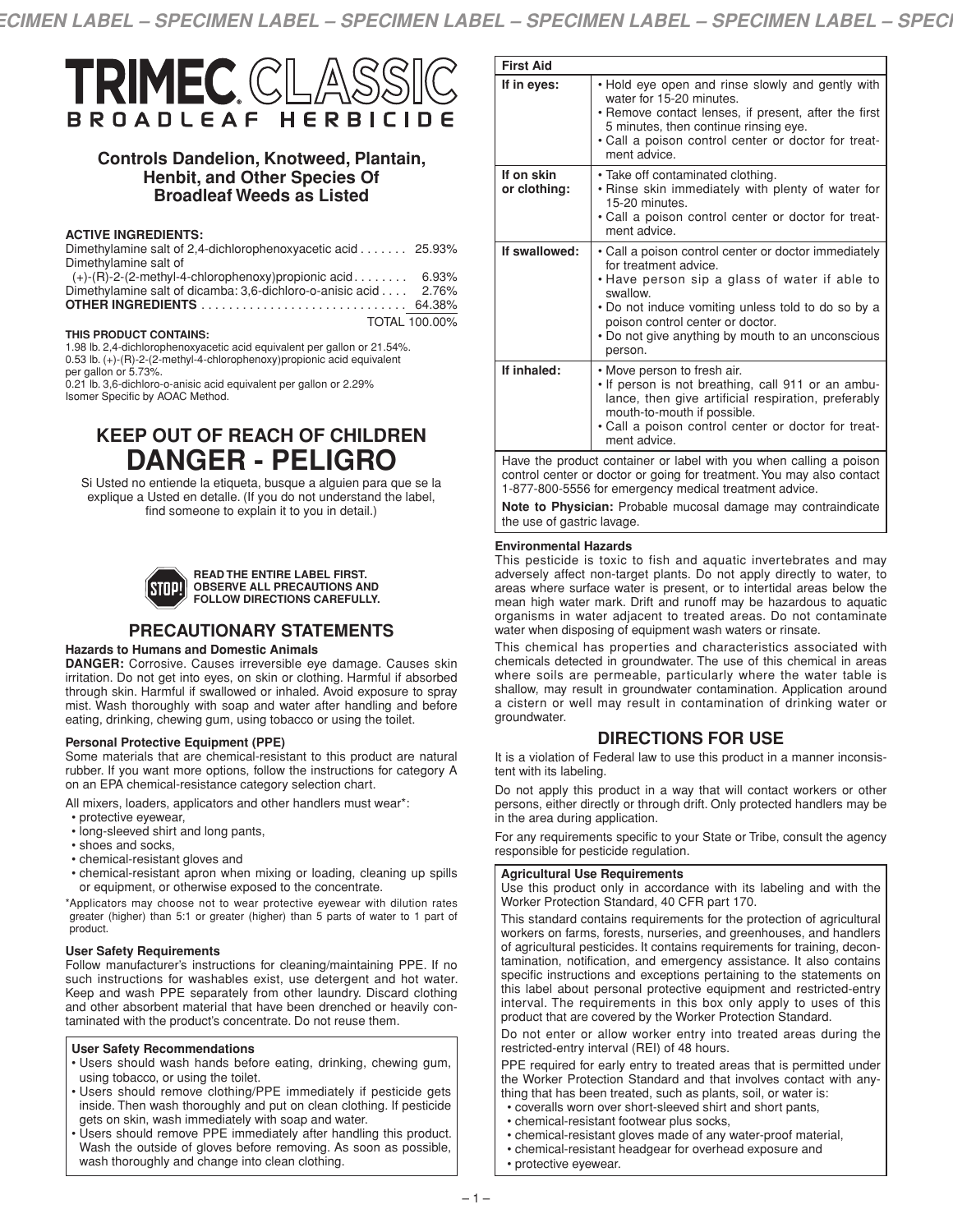# TRIMEC® CLASSIC

## BROADLEAF HERBICIDE

### Controls Dandelion, Knotweed, Plantain, Henbit, and Other Species Of Broadleaf Weeds as Listed

**ACTIVE INGREDIENTS:**

| | |
|---|---|
| Dimethylamine salt of 2,4-dichlorophenoxyacetic acid | 25.93% |
| Dimethylamine salt of (+)-(R)-2-(2-methyl-4-chlorophenoxy)propionic acid | 6.93% |
| Dimethylamine salt of dicamba: 3,6-dichloro-o-anisic acid | 2.76% |
| **OTHER INGREDIENTS** | 64.38% |
| | TOTAL 100.00% |

**THIS PRODUCT CONTAINS:**
1.98 lb. 2,4-dichlorophenoxyacetic acid equivalent per gallon or 21.54%.
0.53 lb. (+)-(R)-2-(2-methyl-4-chlorophenoxy)propionic acid equivalent per gallon or 5.73%.
0.21 lb. 3,6-dichloro-o-anisic acid equivalent per gallon or 2.29%
Isomer Specific by AOAC Method.

## KEEP OUT OF REACH OF CHILDREN
# DANGER - PELIGRO

Si Usted no entiende la etiqueta, busque a alguien para que se la explique a Usted en detalle. (If you do not understand the label, find someone to explain it to you in detail.)

**STOP! READ THE ENTIRE LABEL FIRST. OBSERVE ALL PRECAUTIONS AND FOLLOW DIRECTIONS CAREFULLY.**

## PRECAUTIONARY STATEMENTS

### Hazards to Humans and Domestic Animals

**DANGER:** Corrosive. Causes irreversible eye damage. Causes skin irritation. Do not get into eyes, on skin or clothing. Harmful if absorbed through skin. Harmful if swallowed or inhaled. Avoid exposure to spray mist. Wash thoroughly with soap and water after handling and before eating, drinking, chewing gum, using tobacco or using the toilet.

### Personal Protective Equipment (PPE)

Some materials that are chemical-resistant to this product are natural rubber. If you want more options, follow the instructions for category A on an EPA chemical-resistance category selection chart.

All mixers, loaders, applicators and other handlers must wear*:

- protective eyewear,
- long-sleeved shirt and long pants,
- shoes and socks,
- chemical-resistant gloves and
- chemical-resistant apron when mixing or loading, cleaning up spills or equipment, or otherwise exposed to the concentrate.

*Applicators may choose not to wear protective eyewear with dilution rates greater (higher) than 5:1 or greater (higher) than 5 parts of water to 1 part of product.

### User Safety Requirements

Follow manufacturer's instructions for cleaning/maintaining PPE. If no such instructions for washables exist, use detergent and hot water. Keep and wash PPE separately from other laundry. Discard clothing and other absorbent material that have been drenched or heavily contaminated with the product's concentrate. Do not reuse them.

### User Safety Recommendations

- Users should wash hands before eating, drinking, chewing gum, using tobacco, or using the toilet.
- Users should remove clothing/PPE immediately if pesticide gets inside. Then wash thoroughly and put on clean clothing. If pesticide gets on skin, wash immediately with soap and water.
- Users should remove PPE immediately after handling this product. Wash the outside of gloves before removing. As soon as possible, wash thoroughly and change into clean clothing.

| First Aid | |
|---|---|
| **If in eyes:** | • Hold eye open and rinse slowly and gently with water for 15-20 minutes. • Remove contact lenses, if present, after the first 5 minutes, then continue rinsing eye. • Call a poison control center or doctor for treatment advice. |
| **If on skin or clothing:** | • Take off contaminated clothing. • Rinse skin immediately with plenty of water for 15-20 minutes. • Call a poison control center or doctor for treatment advice. |
| **If swallowed:** | • Call a poison control center or doctor immediately for treatment advice. • Have person sip a glass of water if able to swallow. • Do not induce vomiting unless told to do so by a poison control center or doctor. • Do not give anything by mouth to an unconscious person. |
| **If inhaled:** | • Move person to fresh air. • If person is not breathing, call 911 or an ambulance, then give artificial respiration, preferably mouth-to-mouth if possible. • Call a poison control center or doctor for treatment advice. |

Have the product container or label with you when calling a poison control center or doctor or going for treatment. You may also contact 1-877-800-5556 for emergency medical treatment advice.

**Note to Physician:** Probable mucosal damage may contraindicate the use of gastric lavage.

### Environmental Hazards

This pesticide is toxic to fish and aquatic invertebrates and may adversely affect non-target plants. Do not apply directly to water, to areas where surface water is present, or to intertidal areas below the mean high water mark. Drift and runoff may be hazardous to aquatic organisms in water adjacent to treated areas. Do not contaminate water when disposing of equipment wash waters or rinsate.

This chemical has properties and characteristics associated with chemicals detected in groundwater. The use of this chemical in areas where soils are permeable, particularly where the water table is shallow, may result in groundwater contamination. Application around a cistern or well may result in contamination of drinking water or groundwater.

## DIRECTIONS FOR USE

It is a violation of Federal law to use this product in a manner inconsistent with its labeling.

Do not apply this product in a way that will contact workers or other persons, either directly or through drift. Only protected handlers may be in the area during application.

For any requirements specific to your State or Tribe, consult the agency responsible for pesticide regulation.

### Agricultural Use Requirements

Use this product only in accordance with its labeling and with the Worker Protection Standard, 40 CFR part 170.

This standard contains requirements for the protection of agricultural workers on farms, forests, nurseries, and greenhouses, and handlers of agricultural pesticides. It contains requirements for training, decontamination, notification, and emergency assistance. It also contains specific instructions and exceptions pertaining to the statements on this label about personal protective equipment and restricted-entry interval. The requirements in this box only apply to uses of this product that are covered by the Worker Protection Standard.

Do not enter or allow worker entry into treated areas during the restricted-entry interval (REI) of 48 hours.

PPE required for early entry to treated areas that is permitted under the Worker Protection Standard and that involves contact with anything that has been treated, such as plants, soil, or water is:

- coveralls worn over short-sleeved shirt and short pants,
- chemical-resistant footwear plus socks,
- chemical-resistant gloves made of any water-proof material,
- chemical-resistant headgear for overhead exposure and
- protective eyewear.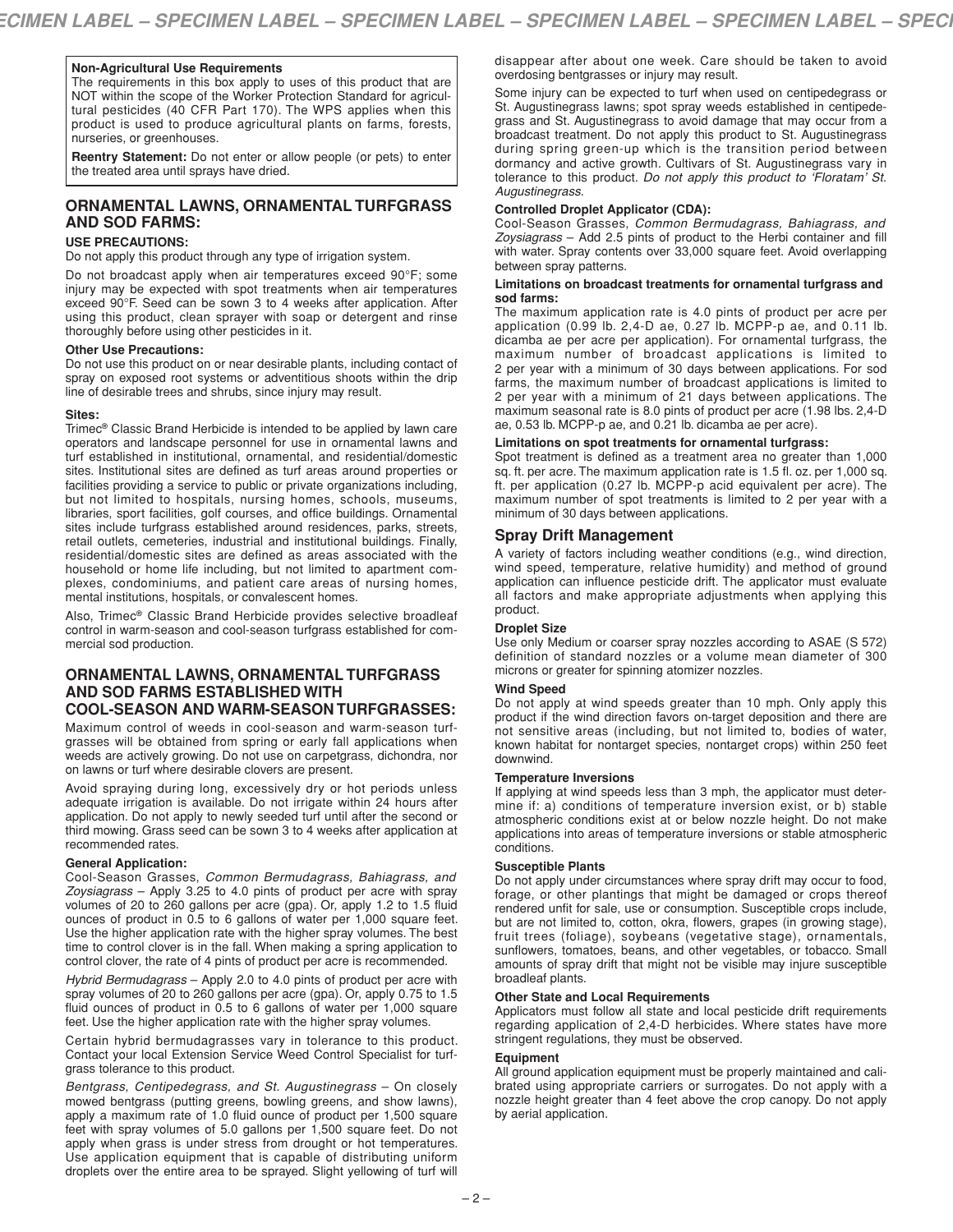**Non-Agricultural Use Requirements**

The requirements in this box apply to uses of this product that are NOT within the scope of the Worker Protection Standard for agricultural pesticides (40 CFR Part 170). The WPS applies when this product is used to produce agricultural plants on farms, forests, nurseries, or greenhouses.

**Reentry Statement:** Do not enter or allow people (or pets) to enter the treated area until sprays have dried.

## ORNAMENTAL LAWNS, ORNAMENTAL TURFGRASS AND SOD FARMS:

### USE PRECAUTIONS:

Do not apply this product through any type of irrigation system.

Do not broadcast apply when air temperatures exceed 90°F; some injury may be expected with spot treatments when air temperatures exceed 90°F. Seed can be sown 3 to 4 weeks after application. After using this product, clean sprayer with soap or detergent and rinse thoroughly before using other pesticides in it.

**Other Use Precautions:**

Do not use this product on or near desirable plants, including contact of spray on exposed root systems or adventitious shoots within the drip line of desirable trees and shrubs, since injury may result.

**Sites:**

Trimec® Classic Brand Herbicide is intended to be applied by lawn care operators and landscape personnel for use in ornamental lawns and turf established in institutional, ornamental, and residential/domestic sites. Institutional sites are defined as turf areas around properties or facilities providing a service to public or private organizations including, but not limited to hospitals, nursing homes, schools, museums, libraries, sport facilities, golf courses, and office buildings. Ornamental sites include turfgrass established around residences, parks, streets, retail outlets, cemeteries, industrial and institutional buildings. Finally, residential/domestic sites are defined as areas associated with the household or home life including, but not limited to apartment complexes, condominiums, and patient care areas of nursing homes, mental institutions, hospitals, or convalescent homes.

Also, Trimec® Classic Brand Herbicide provides selective broadleaf control in warm-season and cool-season turfgrass established for commercial sod production.

## ORNAMENTAL LAWNS, ORNAMENTAL TURFGRASS AND SOD FARMS ESTABLISHED WITH COOL-SEASON AND WARM-SEASON TURFGRASSES:

Maximum control of weeds in cool-season and warm-season turfgrasses will be obtained from spring or early fall applications when weeds are actively growing. Do not use on carpetgrass, dichondra, nor on lawns or turf where desirable clovers are present.

Avoid spraying during long, excessively dry or hot periods unless adequate irrigation is available. Do not irrigate within 24 hours after application. Do not apply to newly seeded turf until after the second or third mowing. Grass seed can be sown 3 to 4 weeks after application at recommended rates.

**General Application:**

Cool-Season Grasses, *Common Bermudagrass, Bahiagrass, and Zoysiagrass* – Apply 3.25 to 4.0 pints of product per acre with spray volumes of 20 to 260 gallons per acre (gpa). Or, apply 1.2 to 1.5 fluid ounces of product in 0.5 to 6 gallons of water per 1,000 square feet. Use the higher application rate with the higher spray volumes. The best time to control clover is in the fall. When making a spring application to control clover, the rate of 4 pints of product per acre is recommended.

*Hybrid Bermudagrass* – Apply 2.0 to 4.0 pints of product per acre with spray volumes of 20 to 260 gallons per acre (gpa). Or, apply 0.75 to 1.5 fluid ounces of product in 0.5 to 6 gallons of water per 1,000 square feet. Use the higher application rate with the higher spray volumes.

Certain hybrid bermudagrasses vary in tolerance to this product. Contact your local Extension Service Weed Control Specialist for turfgrass tolerance to this product.

*Bentgrass, Centipedegrass, and St. Augustinegrass* – On closely mowed bentgrass (putting greens, bowling greens, and show lawns), apply a maximum rate of 1.0 fluid ounce of product per 1,500 square feet with spray volumes of 5.0 gallons per 1,500 square feet. Do not apply when grass is under stress from drought or hot temperatures. Use application equipment that is capable of distributing uniform droplets over the entire area to be sprayed. Slight yellowing of turf will disappear after about one week. Care should be taken to avoid overdosing bentgrasses or injury may result.

Some injury can be expected to turf when used on centipedegrass or St. Augustinegrass lawns; spot spray weeds established in centipedegrass and St. Augustinegrass to avoid damage that may occur from a broadcast treatment. Do not apply this product to St. Augustinegrass during spring green-up which is the transition period between dormancy and active growth. Cultivars of St. Augustinegrass vary in tolerance to this product. *Do not apply this product to 'Floratam' St. Augustinegrass.*

**Controlled Droplet Applicator (CDA):**

Cool-Season Grasses, *Common Bermudagrass, Bahiagrass, and Zoysiagrass* – Add 2.5 pints of product to the Herbi container and fill with water. Spray contents over 33,000 square feet. Avoid overlapping between spray patterns.

**Limitations on broadcast treatments for ornamental turfgrass and sod farms:**

The maximum application rate is 4.0 pints of product per acre per application (0.99 lb. 2,4-D ae, 0.27 lb. MCPP-p ae, and 0.11 lb. dicamba ae per acre per application). For ornamental turfgrass, the maximum number of broadcast applications is limited to 2 per year with a minimum of 30 days between applications. For sod farms, the maximum number of broadcast applications is limited to 2 per year with a minimum of 21 days between applications. The maximum seasonal rate is 8.0 pints of product per acre (1.98 lbs. 2,4-D ae, 0.53 lb. MCPP-p ae, and 0.21 lb. dicamba ae per acre).

**Limitations on spot treatments for ornamental turfgrass:**

Spot treatment is defined as a treatment area no greater than 1,000 sq. ft. per acre. The maximum application rate is 1.5 fl. oz. per 1,000 sq. ft. per application (0.27 lb. MCPP-p acid equivalent per acre). The maximum number of spot treatments is limited to 2 per year with a minimum of 30 days between applications.

## Spray Drift Management

A variety of factors including weather conditions (e.g., wind direction, wind speed, temperature, relative humidity) and method of ground application can influence pesticide drift. The applicator must evaluate all factors and make appropriate adjustments when applying this product.

**Droplet Size**

Use only Medium or coarser spray nozzles according to ASAE (S 572) definition of standard nozzles or a volume mean diameter of 300 microns or greater for spinning atomizer nozzles.

**Wind Speed**

Do not apply at wind speeds greater than 10 mph. Only apply this product if the wind direction favors on-target deposition and there are not sensitive areas (including, but not limited to, bodies of water, known habitat for nontarget species, nontarget crops) within 250 feet downwind.

**Temperature Inversions**

If applying at wind speeds less than 3 mph, the applicator must determine if: a) conditions of temperature inversion exist, or b) stable atmospheric conditions exist at or below nozzle height. Do not make applications into areas of temperature inversions or stable atmospheric conditions.

**Susceptible Plants**

Do not apply under circumstances where spray drift may occur to food, forage, or other plantings that might be damaged or crops thereof rendered unfit for sale, use or consumption. Susceptible crops include, but are not limited to, cotton, okra, flowers, grapes (in growing stage), fruit trees (foliage), soybeans (vegetative stage), ornamentals, sunflowers, tomatoes, beans, and other vegetables, or tobacco. Small amounts of spray drift that might not be visible may injure susceptible broadleaf plants.

**Other State and Local Requirements**

Applicators must follow all state and local pesticide drift requirements regarding application of 2,4-D herbicides. Where states have more stringent regulations, they must be observed.

**Equipment**

All ground application equipment must be properly maintained and calibrated using appropriate carriers or surrogates. Do not apply with a nozzle height greater than 4 feet above the crop canopy. Do not apply by aerial application.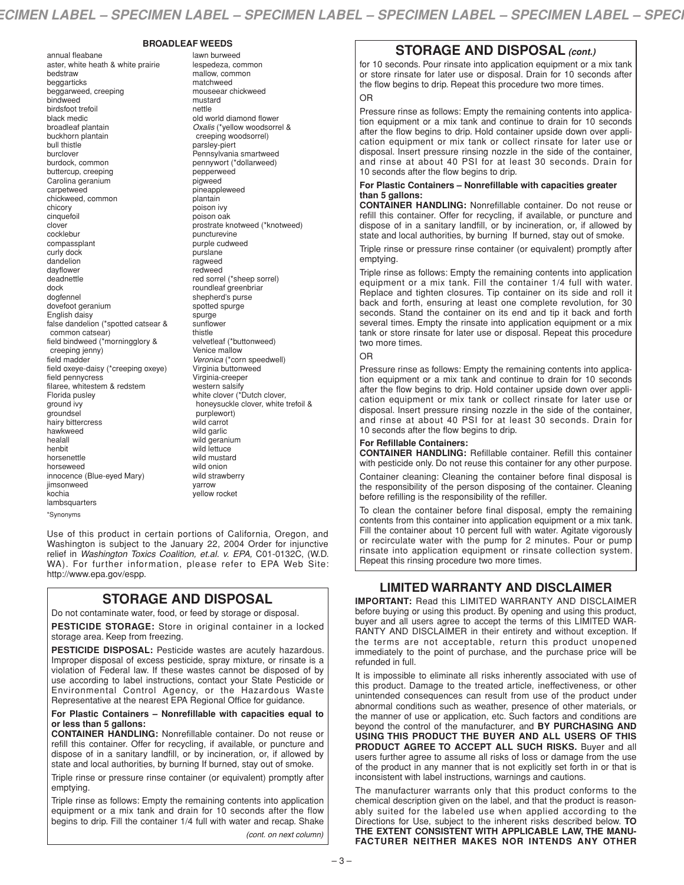### BROADLEAF WEEDS

annual fleabane
aster, white heath & white prairie
bedstraw
beggarticks
beggarweed, creeping
bindweed
birdsfoot trefoil
black medic
broadleaf plantain
buckhorn plantain
bull thistle
burclover
burdock, common
buttercup, creeping
Carolina geranium
carpetweed
chickweed, common
chicory
cinquefoil
clover
cocklebur
compassplant
curly dock
dandelion
dayflower
deadnettle
dock
dogfennel
dovefoot geranium
English daisy
false dandelion (*spotted catsear & common catsear)
field bindweed (*morningglory & creeping jenny)
field madder
field oxeye-daisy (*creeping oxeye)
field pennycress
filaree, whitestem & redstem
Florida pusley
ground ivy
groundsel
hairy bittercress
hawkweed
healall
henbit
horsenettle
horseweed
innocence (Blue-eyed Mary)
jimsonweed
kochia
lambsquarters
lawn burweed
lespedeza, common
mallow, common
matchweed
mouseear chickweed
mustard
nettle
old world diamond flower
*Oxalis* (*yellow woodsorrel & creeping woodsorrel)
parsley-piert
Pennsylvania smartweed
pennywort (*dollarweed)
pepperweed
pigweed
pineappleweed
plantain
poison ivy
poison oak
prostrate knotweed (*knotweed)
puncturevine
purple cudweed
purslane
ragweed
redweed
red sorrel (*sheep sorrel)
roundleaf greenbriar
shepherd's purse
spotted spurge
spurge
sunflower
thistle
velvetleaf (*buttonweed)
Venice mallow
*Veronica* (*corn speedwell)
Virginia buttonweed
Virginia-creeper
western salsify
white clover (*Dutch clover, honeysuckle clover, white trefoil & purplewort)
wild carrot
wild garlic
wild geranium
wild lettuce
wild mustard
wild onion
wild strawberry
yarrow
yellow rocket

*Synonyms

Use of this product in certain portions of California, Oregon, and Washington is subject to the January 22, 2004 Order for injunctive relief in *Washington Toxics Coalition, et.al. v. EPA,* C01-0132C, (W.D. WA). For further information, please refer to EPA Web Site: http://www.epa.gov/espp.

## STORAGE AND DISPOSAL

Do not contaminate water, food, or feed by storage or disposal.

**PESTICIDE STORAGE:** Store in original container in a locked storage area. Keep from freezing.

**PESTICIDE DISPOSAL:** Pesticide wastes are acutely hazardous. Improper disposal of excess pesticide, spray mixture, or rinsate is a violation of Federal law. If these wastes cannot be disposed of by use according to label instructions, contact your State Pesticide or Environmental Control Agency, or the Hazardous Waste Representative at the nearest EPA Regional Office for guidance.

**For Plastic Containers – Nonrefillable with capacities equal to or less than 5 gallons:**
**CONTAINER HANDLING:** Nonrefillable container. Do not reuse or refill this container. Offer for recycling, if available, or puncture and dispose of in a sanitary landfill, or by incineration, or, if allowed by state and local authorities, by burning If burned, stay out of smoke.

Triple rinse or pressure rinse container (or equivalent) promptly after emptying.

Triple rinse as follows: Empty the remaining contents into application equipment or a mix tank and drain for 10 seconds after the flow begins to drip. Fill the container 1/4 full with water and recap. Shake

*(cont. on next column)*

## STORAGE AND DISPOSAL *(cont.)*

for 10 seconds. Pour rinsate into application equipment or a mix tank or store rinsate for later use or disposal. Drain for 10 seconds after the flow begins to drip. Repeat this procedure two more times.

OR

Pressure rinse as follows: Empty the remaining contents into application equipment or a mix tank and continue to drain for 10 seconds after the flow begins to drip. Hold container upside down over application equipment or mix tank or collect rinsate for later use or disposal. Insert pressure rinsing nozzle in the side of the container, and rinse at about 40 PSI for at least 30 seconds. Drain for 10 seconds after the flow begins to drip.

**For Plastic Containers – Nonrefillable with capacities greater than 5 gallons:**
**CONTAINER HANDLING:** Nonrefillable container. Do not reuse or refill this container. Offer for recycling, if available, or puncture and dispose of in a sanitary landfill, or by incineration, or, if allowed by state and local authorities, by burning If burned, stay out of smoke.

Triple rinse or pressure rinse container (or equivalent) promptly after emptying.

Triple rinse as follows: Empty the remaining contents into application equipment or a mix tank. Fill the container 1/4 full with water. Replace and tighten closures. Tip container on its side and roll it back and forth, ensuring at least one complete revolution, for 30 seconds. Stand the container on its end and tip it back and forth several times. Empty the rinsate into application equipment or a mix tank or store rinsate for later use or disposal. Repeat this procedure two more times.

OR

Pressure rinse as follows: Empty the remaining contents into application equipment or a mix tank and continue to drain for 10 seconds after the flow begins to drip. Hold container upside down over application equipment or mix tank or collect rinsate for later use or disposal. Insert pressure rinsing nozzle in the side of the container, and rinse at about 40 PSI for at least 30 seconds. Drain for 10 seconds after the flow begins to drip.

**For Refillable Containers:**
**CONTAINER HANDLING:** Refillable container. Refill this container with pesticide only. Do not reuse this container for any other purpose.

Container cleaning: Cleaning the container before final disposal is the responsibility of the person disposing of the container. Cleaning before refilling is the responsibility of the refiller.

To clean the container before final disposal, empty the remaining contents from this container into application equipment or a mix tank. Fill the container about 10 percent full with water. Agitate vigorously or recirculate water with the pump for 2 minutes. Pour or pump rinsate into application equipment or rinsate collection system. Repeat this rinsing procedure two more times.

## LIMITED WARRANTY AND DISCLAIMER

**IMPORTANT:** Read this LIMITED WARRANTY AND DISCLAIMER before buying or using this product. By opening and using this product, buyer and all users agree to accept the terms of this LIMITED WARRANTY AND DISCLAIMER in their entirety and without exception. If the terms are not acceptable, return this product unopened immediately to the point of purchase, and the purchase price will be refunded in full.

It is impossible to eliminate all risks inherently associated with use of this product. Damage to the treated article, ineffectiveness, or other unintended consequences can result from use of the product under abnormal conditions such as weather, presence of other materials, or the manner of use or application, etc. Such factors and conditions are beyond the control of the manufacturer, and **BY PURCHASING AND USING THIS PRODUCT THE BUYER AND ALL USERS OF THIS PRODUCT AGREE TO ACCEPT ALL SUCH RISKS.** Buyer and all users further agree to assume all risks of loss or damage from the use of the product in any manner that is not explicitly set forth in or that is inconsistent with label instructions, warnings and cautions.

The manufacturer warrants only that this product conforms to the chemical description given on the label, and that the product is reasonably suited for the labeled use when applied according to the Directions for Use, subject to the inherent risks described below. **TO THE EXTENT CONSISTENT WITH APPLICABLE LAW, THE MANUFACTURER NEITHER MAKES NOR INTENDS ANY OTHER**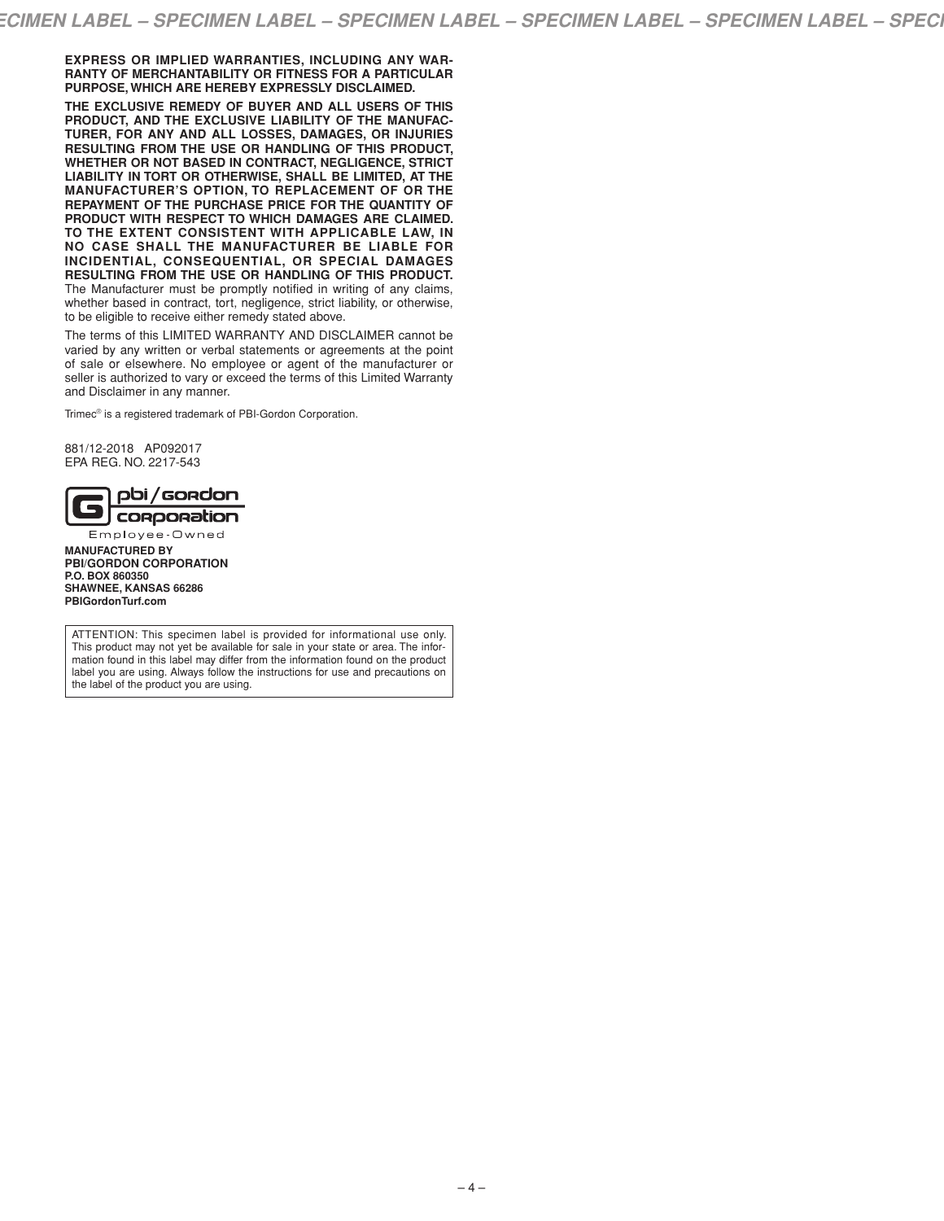**EXPRESS OR IMPLIED WARRANTIES, INCLUDING ANY WARRANTY OF MERCHANTABILITY OR FITNESS FOR A PARTICULAR PURPOSE, WHICH ARE HEREBY EXPRESSLY DISCLAIMED.**

**THE EXCLUSIVE REMEDY OF BUYER AND ALL USERS OF THIS PRODUCT, AND THE EXCLUSIVE LIABILITY OF THE MANUFACTURER, FOR ANY AND ALL LOSSES, DAMAGES, OR INJURIES RESULTING FROM THE USE OR HANDLING OF THIS PRODUCT, WHETHER OR NOT BASED IN CONTRACT, NEGLIGENCE, STRICT LIABILITY IN TORT OR OTHERWISE, SHALL BE LIMITED, AT THE MANUFACTURER'S OPTION, TO REPLACEMENT OF OR THE REPAYMENT OF THE PURCHASE PRICE FOR THE QUANTITY OF PRODUCT WITH RESPECT TO WHICH DAMAGES ARE CLAIMED. TO THE EXTENT CONSISTENT WITH APPLICABLE LAW, IN NO CASE SHALL THE MANUFACTURER BE LIABLE FOR INCIDENTIAL, CONSEQUENTIAL, OR SPECIAL DAMAGES RESULTING FROM THE USE OR HANDLING OF THIS PRODUCT.** The Manufacturer must be promptly notified in writing of any claims, whether based in contract, tort, negligence, strict liability, or otherwise, to be eligible to receive either remedy stated above.

The terms of this LIMITED WARRANTY AND DISCLAIMER cannot be varied by any written or verbal statements or agreements at the point of sale or elsewhere. No employee or agent of the manufacturer or seller is authorized to vary or exceed the terms of this Limited Warranty and Disclaimer in any manner.

Trimec® is a registered trademark of PBI-Gordon Corporation.

881/12-2018 AP092017
EPA REG. NO. 2217-543

pbi/gordon corporation
Employee-Owned

**MANUFACTURED BY**
**PBI/GORDON CORPORATION**
**P.O. BOX 860350**
**SHAWNEE, KANSAS 66286**
**PBIGordonTurf.com**

ATTENTION: This specimen label is provided for informational use only. This product may not yet be available for sale in your state or area. The information found in this label may differ from the information found on the product label you are using. Always follow the instructions for use and precautions on the label of the product you are using.